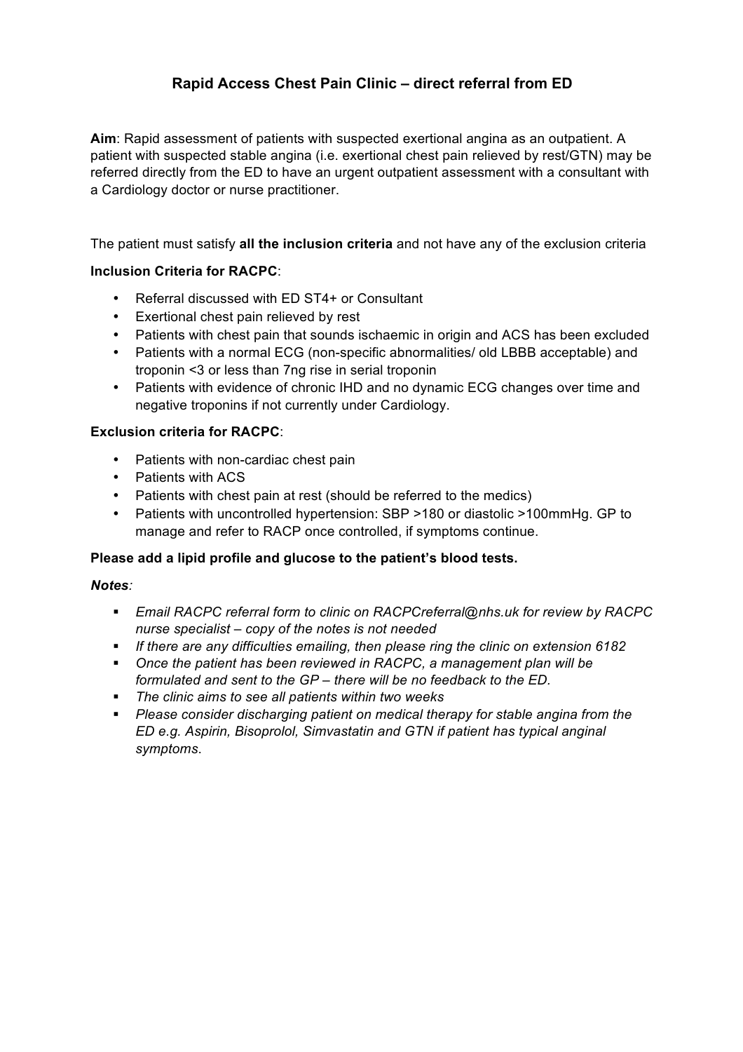# Rapid Access Chest Pain Clinic – direct referral from ED

**Aim**: Rapid assessment of patients with suspected exertional angina as an outpatient. A patient with suspected stable angina (i.e. exertional chest pain relieved by rest/GTN) may be referred directly from the ED to have an urgent outpatient assessment with a consultant with a Cardiology doctor or nurse practitioner.

The patient must satisfy **all the inclusion criteria** and not have any of the exclusion criteria

**Inclusion Criteria for RACPC**:

- Referral discussed with ED ST4+ or Consultant
- Exertional chest pain relieved by rest
- Patients with chest pain that sounds ischaemic in origin and ACS has been excluded
- Patients with a normal ECG (non-specific abnormalities/ old LBBB acceptable) and troponin <3 or less than 7ng rise in serial troponin
- Patients with evidence of chronic IHD and no dynamic ECG changes over time and negative troponins if not currently under Cardiology.

**Exclusion criteria for RACPC**:

- Patients with non-cardiac chest pain
- Patients with ACS
- Patients with chest pain at rest (should be referred to the medics)
- Patients with uncontrolled hypertension: SBP >180 or diastolic >100mmHg. GP to manage and refer to RACP once controlled, if symptoms continue.

**Please add a lipid profile and glucose to the patient's blood tests.**

***Notes**:*

- *Email RACPC referral form to clinic on RACPCreferral@nhs.uk for review by RACPC nurse specialist – copy of the notes is not needed*
- *If there are any difficulties emailing, then please ring the clinic on extension 6182*
- *Once the patient has been reviewed in RACPC, a management plan will be formulated and sent to the GP – there will be no feedback to the ED.*
- *The clinic aims to see all patients within two weeks*
- *Please consider discharging patient on medical therapy for stable angina from the ED e.g. Aspirin, Bisoprolol, Simvastatin and GTN if patient has typical anginal symptoms*.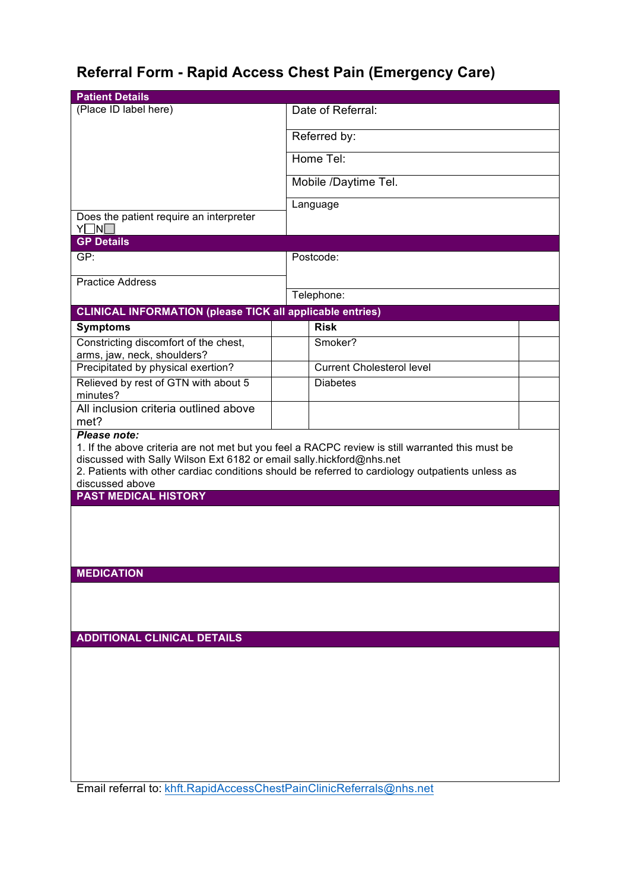# Referral Form - Rapid Access Chest Pain (Emergency Care)

## Patient Details

| | |
|---|---|
| (Place ID label here) | Date of Referral: |
| | Referred by: |
| | Home Tel: |
| | Mobile /Daytime Tel. |
| Does the patient require an interpreter Y☐N☐ | Language |

## GP Details

| | |
|---|---|
| GP: | Postcode: |
| Practice Address | |
| | Telephone: |

## CLINICAL INFORMATION (please TICK all applicable entries)

| **Symptoms** | | **Risk** | |
|---|---|---|---|
| Constricting discomfort of the chest, arms, jaw, neck, shoulders? | | Smoker? | |
| Precipitated by physical exertion? | | Current Cholesterol level | |
| Relieved by rest of GTN with about 5 minutes? | | Diabetes | |
| All inclusion criteria outlined above met? | | | |

***Please note:***

1. If the above criteria are not met but you feel a RACPC review is still warranted this must be discussed with Sally Wilson Ext 6182 or email sally.hickford@nhs.net
2. Patients with other cardiac conditions should be referred to cardiology outpatients unless as discussed above

## PAST MEDICAL HISTORY

## MEDICATION

## ADDITIONAL CLINICAL DETAILS

Email referral to: khft.RapidAccessChestPainClinicReferrals@nhs.net